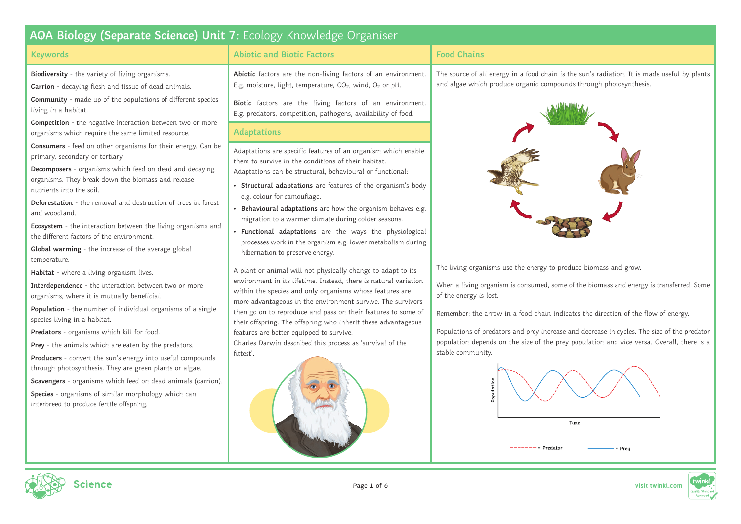# AQA Biology (Separate Science) Unit 7: Ecology Knowledge Organiser

## Keywords

**Biodiversity** - the variety of living organisms.

**Carrion** - decaying flesh and tissue of dead animals.

**Community** - made up of the populations of different species living in a habitat.

**Competition** - the negative interaction between two or more organisms which require the same limited resource.

**Consumers** - feed on other organisms for their energy. Can be primary, secondary or tertiary.

**Decomposers** - organisms which feed on dead and decaying organisms. They break down the biomass and release nutrients into the soil.

**Deforestation** - the removal and destruction of trees in forest and woodland.

**Ecosystem** - the interaction between the living organisms and the different factors of the environment.

**Global warming** - the increase of the average global temperature.

**Habitat** - where a living organism lives.

**Interdependence** - the interaction between two or more organisms, where it is mutually beneficial.

**Population** - the number of individual organisms of a single species living in a habitat.

**Predators** - organisms which kill for food.

**Prey** - the animals which are eaten by the predators.

**Producers** - convert the sun's energy into useful compounds through photosynthesis. They are green plants or algae.

**Scavengers** - organisms which feed on dead animals (carrion).

**Species** - organisms of similar morphology which can interbreed to produce fertile offspring.

## Abiotic and Biotic Factors

**Abiotic** factors are the non-living factors of an environment. E.g. moisture, light, temperature, $CO_2$, wind, $O_2$ or pH.

**Biotic** factors are the living factors of an environment. E.g. predators, competition, pathogens, availability of food.

## Adaptations

Adaptations are specific features of an organism which enable them to survive in the conditions of their habitat.
Adaptations can be structural, behavioural or functional:

- **Structural adaptations** are features of the organism's body e.g. colour for camouflage.
- **Behavioural adaptations** are how the organism behaves e.g. migration to a warmer climate during colder seasons.
- **Functional adaptations** are the ways the physiological processes work in the organism e.g. lower metabolism during hibernation to preserve energy.

A plant or animal will not physically change to adapt to its environment in its lifetime. Instead, there is natural variation within the species and only organisms whose features are more advantageous in the environment survive. The survivors then go on to reproduce and pass on their features to some of their offspring. The offspring who inherit these advantageous features are better equipped to survive.
Charles Darwin described this process as 'survival of the fittest'.

## Food Chains

The source of all energy in a food chain is the sun's radiation. It is made useful by plants and algae which produce organic compounds through photosynthesis.

The living organisms use the energy to produce biomass and grow.

When a living organism is consumed, some of the biomass and energy is transferred. Some of the energy is lost.

Remember: the arrow in a food chain indicates the direction of the flow of energy.

Populations of predators and prey increase and decrease in cycles. The size of the predator population depends on the size of the prey population and vice versa. Overall, there is a stable community.

Population

Time

= Predator    = Prey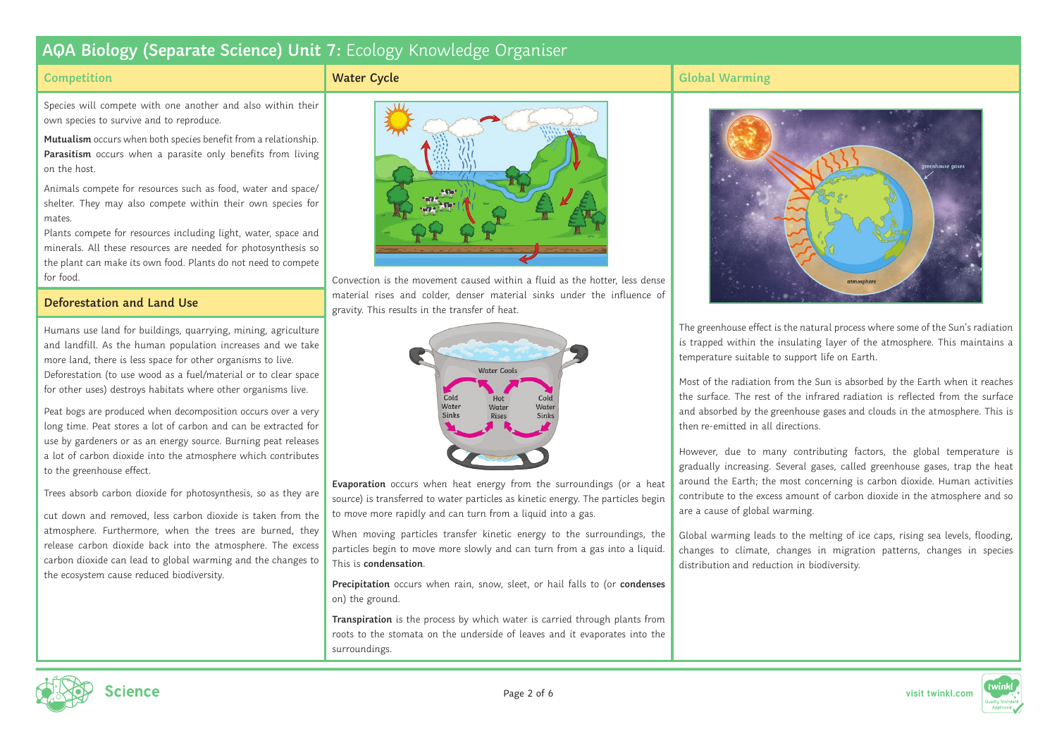# AQA Biology (Separate Science) Unit 7: Ecology Knowledge Organiser

## Competition

Species will compete with one another and also within their own species to survive and to reproduce.

**Mutualism** occurs when both species benefit from a relationship. **Parasitism** occurs when a parasite only benefits from living on the host.

Animals compete for resources such as food, water and space/shelter. They may also compete within their own species for mates.

Plants compete for resources including light, water, space and minerals. All these resources are needed for photosynthesis so the plant can make its own food. Plants do not need to compete for food.

## Deforestation and Land Use

Humans use land for buildings, quarrying, mining, agriculture and landfill. As the human population increases and we take more land, there is less space for other organisms to live. Deforestation (to use wood as a fuel/material or to clear space for other uses) destroys habitats where other organisms live.

Peat bogs are produced when decomposition occurs over a very long time. Peat stores a lot of carbon and can be extracted for use by gardeners or as an energy source. Burning peat releases a lot of carbon dioxide into the atmosphere which contributes to the greenhouse effect.

Trees absorb carbon dioxide for photosynthesis, so as they are cut down and removed, less carbon dioxide is taken from the atmosphere. Furthermore, when the trees are burned, they release carbon dioxide back into the atmosphere. The excess carbon dioxide can lead to global warming and the changes to the ecosystem cause reduced biodiversity.

## Water Cycle

Convection is the movement caused within a fluid as the hotter, less dense material rises and colder, denser material sinks under the influence of gravity. This results in the transfer of heat.

Water Cools

Cold Water Sinks | Hot Water Rises | Cold Water Sinks

**Evaporation** occurs when heat energy from the surroundings (or a heat source) is transferred to water particles as kinetic energy. The particles begin to move more rapidly and can turn from a liquid into a gas.

When moving particles transfer kinetic energy to the surroundings, the particles begin to move more slowly and can turn from a gas into a liquid. This is **condensation**.

**Precipitation** occurs when rain, snow, sleet, or hail falls to (or **condenses** on) the ground.

**Transpiration** is the process by which water is carried through plants from roots to the stomata on the underside of leaves and it evaporates into the surroundings.

## Global Warming

greenhouse gases

atmosphere

The greenhouse effect is the natural process where some of the Sun's radiation is trapped within the insulating layer of the atmosphere. This maintains a temperature suitable to support life on Earth.

Most of the radiation from the Sun is absorbed by the Earth when it reaches the surface. The rest of the infrared radiation is reflected from the surface and absorbed by the greenhouse gases and clouds in the atmosphere. This is then re-emitted in all directions.

However, due to many contributing factors, the global temperature is gradually increasing. Several gases, called greenhouse gases, trap the heat around the Earth; the most concerning is carbon dioxide. Human activities contribute to the excess amount of carbon dioxide in the atmosphere and so are a cause of global warming.

Global warming leads to the melting of ice caps, rising sea levels, flooding, changes to climate, changes in migration patterns, changes in species distribution and reduction in biodiversity.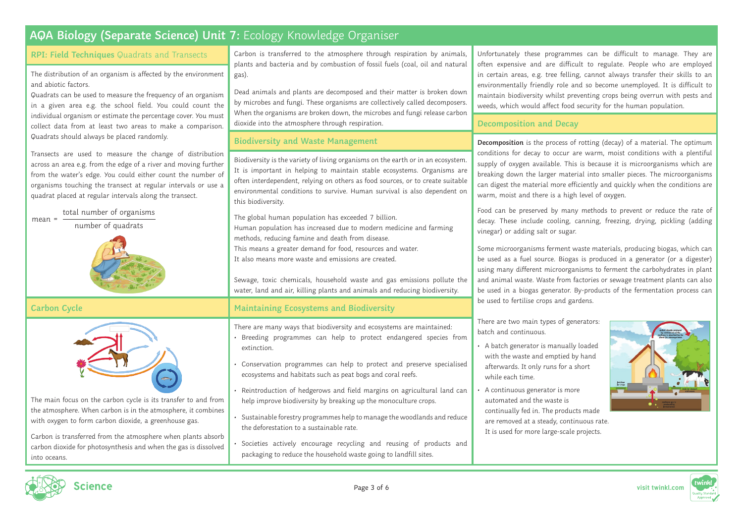# AQA Biology (Separate Science) Unit 7: Ecology Knowledge Organiser

## RPI: Field Techniques Quadrats and Transects

The distribution of an organism is affected by the environment and abiotic factors.

Quadrats can be used to measure the frequency of an organism in a given area e.g. the school field. You could count the individual organism or estimate the percentage cover. You must collect data from at least two areas to make a comparison. Quadrats should always be placed randomly.

Transects are used to measure the change of distribution across an area e.g. from the edge of a river and moving further from the water's edge. You could either count the number of organisms touching the transect at regular intervals or use a quadrat placed at regular intervals along the transect.

$$\text{mean} = \frac{\text{total number of organisms}}{\text{number of quadrats}}$$

## Carbon Cycle

The main focus on the carbon cycle is its transfer to and from the atmosphere. When carbon is in the atmosphere, it combines with oxygen to form carbon dioxide, a greenhouse gas.

Carbon is transferred from the atmosphere when plants absorb carbon dioxide for photosynthesis and when the gas is dissolved into oceans.

Carbon is transferred to the atmosphere through respiration by animals, plants and bacteria and by combustion of fossil fuels (coal, oil and natural gas).

Dead animals and plants are decomposed and their matter is broken down by microbes and fungi. These organisms are collectively called decomposers. When the organisms are broken down, the microbes and fungi release carbon dioxide into the atmosphere through respiration.

## Biodiversity and Waste Management

Biodiversity is the variety of living organisms on the earth or in an ecosystem. It is important in helping to maintain stable ecosystems. Organisms are often interdependent, relying on others as food sources, or to create suitable environmental conditions to survive. Human survival is also dependent on this biodiversity.

The global human population has exceeded 7 billion.
Human population has increased due to modern medicine and farming methods, reducing famine and death from disease.
This means a greater demand for food, resources and water.
It also means more waste and emissions are created.

Sewage, toxic chemicals, household waste and gas emissions pollute the water, land and air, killing plants and animals and reducing biodiversity.

## Maintaining Ecosystems and Biodiversity

There are many ways that biodiversity and ecosystems are maintained:

- Breeding programmes can help to protect endangered species from extinction.
- Conservation programmes can help to protect and preserve specialised ecosystems and habitats such as peat bogs and coral reefs.
- Reintroduction of hedgerows and field margins on agricultural land can help improve biodiversity by breaking up the monoculture crops.
- Sustainable forestry programmes help to manage the woodlands and reduce the deforestation to a sustainable rate.
- Societies actively encourage recycling and reusing of products and packaging to reduce the household waste going to landfill sites.

Unfortunately these programmes can be difficult to manage. They are often expensive and are difficult to regulate. People who are employed in certain areas, e.g. tree felling, cannot always transfer their skills to an environmentally friendly role and so become unemployed. It is difficult to maintain biodiversity whilst preventing crops being overrun with pests and weeds, which would affect food security for the human population.

## Decomposition and Decay

**Decomposition** is the process of rotting (decay) of a material. The optimum conditions for decay to occur are warm, moist conditions with a plentiful supply of oxygen available. This is because it is microorganisms which are breaking down the larger material into smaller pieces. The microorganisms can digest the material more efficiently and quickly when the conditions are warm, moist and there is a high level of oxygen.

Food can be preserved by many methods to prevent or reduce the rate of decay. These include cooling, canning, freezing, drying, pickling (adding vinegar) or adding salt or sugar.

Some microorganisms ferment waste materials, producing biogas, which can be used as a fuel source. Biogas is produced in a generator (or a digester) using many different microorganisms to ferment the carbohydrates in plant and animal waste. Waste from factories or sewage treatment plants can also be used in a biogas generator. By-products of the fermentation process can be used to fertilise crops and gardens.

There are two main types of generators: batch and continuous.

- A batch generator is manually loaded with the waste and emptied by hand afterwards. It only runs for a short while each time.
- A continuous generator is more automated and the waste is continually fed in. The products made are removed at a steady, continuous rate. It is used for more large-scale projects.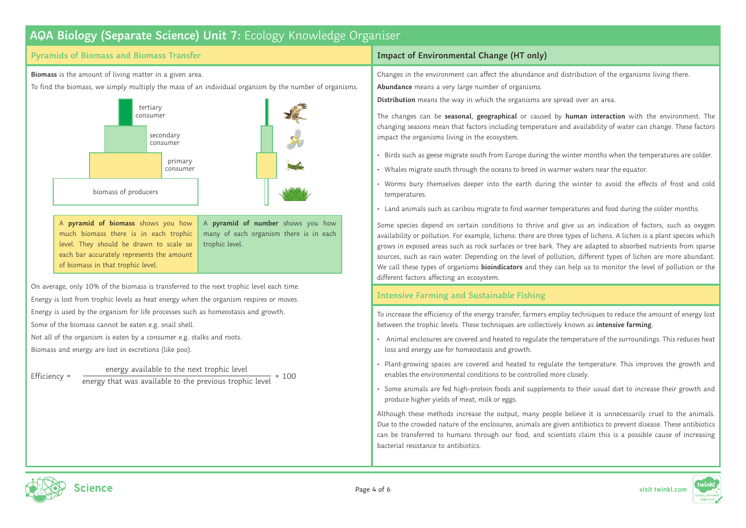# AQA Biology (Separate Science) Unit 7: Ecology Knowledge Organiser

## Pyramids of Biomass and Biomass Transfer

**Biomass** is the amount of living matter in a given area.

To find the biomass, we simply multiply the mass of an individual organism by the number of organisms.

tertiary consumer

secondary consumer

primary consumer

biomass of producers

| A **pyramid of biomass** shows you how much biomass there is in each trophic level. They should be drawn to scale so each bar accurately represents the amount of biomass in that trophic level. | A **pyramid of number** shows you how many of each organism there is in each trophic level. |
|---|---|

On average, only 10% of the biomass is transferred to the next trophic level each time.

Energy is lost from trophic levels as heat energy when the organism respires or moves.

Energy is used by the organism for life processes such as homeostasis and growth.

Some of the biomass cannot be eaten e.g. snail shell.

Not all of the organism is eaten by a consumer e.g. stalks and roots.

Biomass and energy are lost in excretions (like poo).

$$\text{Efficiency} = \frac{\text{energy available to the next trophic level}}{\text{energy that was available to the previous trophic level}} \times 100$$

## Impact of Environmental Change (HT only)

Changes in the environment can affect the abundance and distribution of the organisms living there.

**Abundance** means a very large number of organisms.

**Distribution** means the way in which the organisms are spread over an area.

The changes can be **seasonal**, **geographical** or caused by **human interaction** with the environment. The changing seasons mean that factors including temperature and availability of water can change. These factors impact the organisms living in the ecosystem.

- Birds such as geese migrate south from Europe during the winter months when the temperatures are colder.
- Whales migrate south through the oceans to breed in warmer waters near the equator.
- Worms bury themselves deeper into the earth during the winter to avoid the effects of frost and cold temperatures.
- Land animals such as caribou migrate to find warmer temperatures and food during the colder months.

Some species depend on certain conditions to thrive and give us an indication of factors, such as oxygen availability or pollution. For example, lichens: there are three types of lichens. A lichen is a plant species which grows in exposed areas such as rock surfaces or tree bark. They are adapted to absorbed nutrients from sparse sources, such as rain water. Depending on the level of pollution, different types of lichen are more abundant. We call these types of organisms **bioindicators** and they can help us to monitor the level of pollution or the different factors affecting an ecosystem.

## Intensive Farming and Sustainable Fishing

To increase the efficiency of the energy transfer, farmers employ techniques to reduce the amount of energy lost between the trophic levels. These techniques are collectively known as **intensive farming**.

- Animal enclosures are covered and heated to regulate the temperature of the surroundings. This reduces heat loss and energy use for homeostasis and growth.
- Plant-growing spaces are covered and heated to regulate the temperature. This improves the growth and enables the environmental conditions to be controlled more closely.
- Some animals are fed high-protein foods and supplements to their usual diet to increase their growth and produce higher yields of meat, milk or eggs.

Although these methods increase the output, many people believe it is unnecessarily cruel to the animals. Due to the crowded nature of the enclosures, animals are given antibiotics to prevent disease. These antibiotics can be transferred to humans through our food, and scientists claim this is a possible cause of increasing bacterial resistance to antibiotics.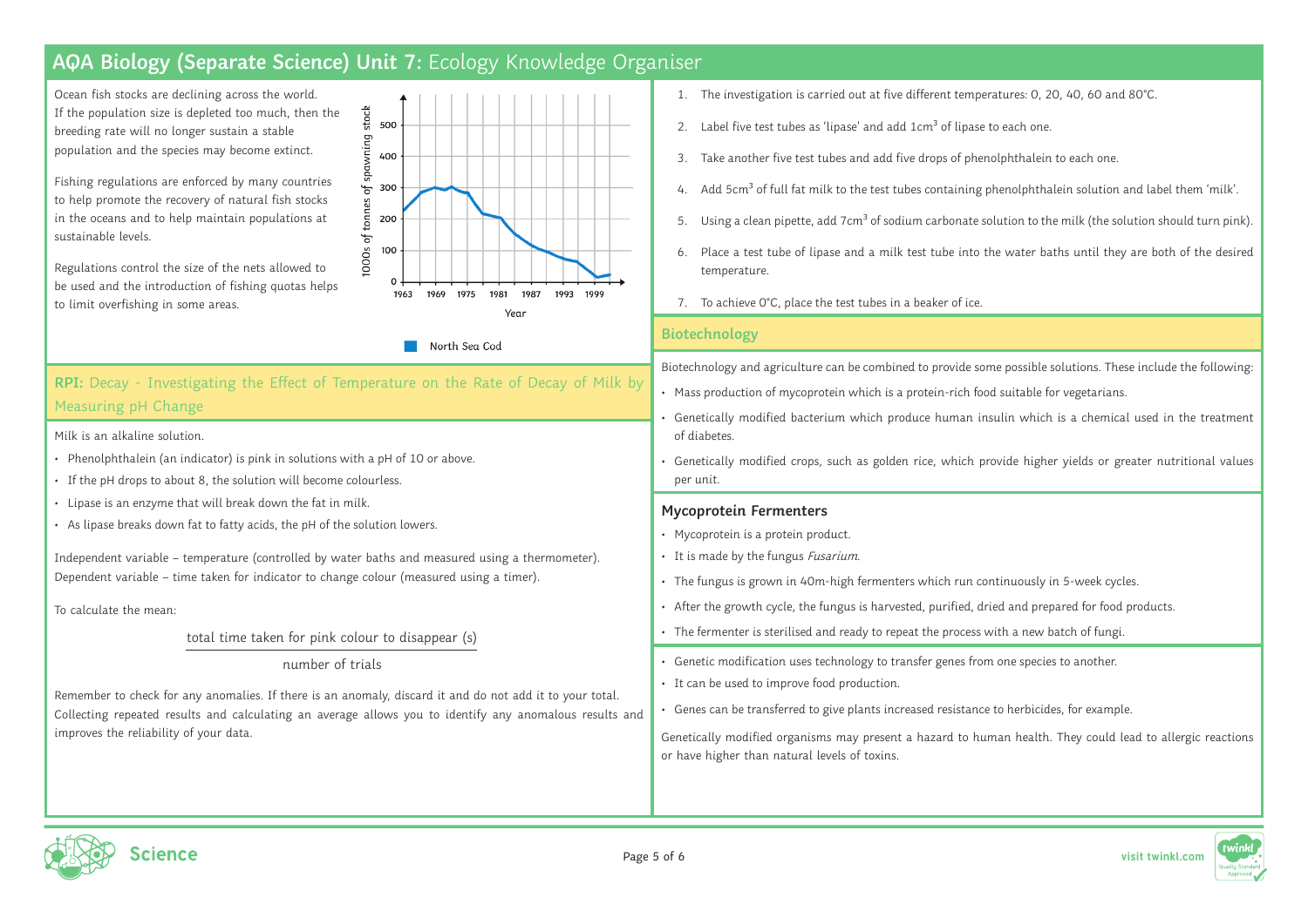# AQA Biology (Separate Science) Unit 7: Ecology Knowledge Organiser

Ocean fish stocks are declining across the world. If the population size is depleted too much, then the breeding rate will no longer sustain a stable population and the species may become extinct.

Fishing regulations are enforced by many countries to help promote the recovery of natural fish stocks in the oceans and to help maintain populations at sustainable levels.

Regulations control the size of the nets allowed to be used and the introduction of fishing quotas helps to limit overfishing in some areas.

1000s of tonnes of spawning stock

Year

North Sea Cod

## RPI: Decay - Investigating the Effect of Temperature on the Rate of Decay of Milk by Measuring pH Change

Milk is an alkaline solution.

- Phenolphthalein (an indicator) is pink in solutions with a pH of 10 or above.
- If the pH drops to about 8, the solution will become colourless.
- Lipase is an enzyme that will break down the fat in milk.
- As lipase breaks down fat to fatty acids, the pH of the solution lowers.

Independent variable – temperature (controlled by water baths and measured using a thermometer).
Dependent variable – time taken for indicator to change colour (measured using a timer).

To calculate the mean:

$$\frac{\text{total time taken for pink colour to disappear (s)}}{\text{number of trials}}$$

Remember to check for any anomalies. If there is an anomaly, discard it and do not add it to your total. Collecting repeated results and calculating an average allows you to identify any anomalous results and improves the reliability of your data.

1. The investigation is carried out at five different temperatures: 0, 20, 40, 60 and 80°C.
2. Label five test tubes as 'lipase' and add $1cm^3$ of lipase to each one.
3. Take another five test tubes and add five drops of phenolphthalein to each one.
4. Add $5cm^3$ of full fat milk to the test tubes containing phenolphthalein solution and label them 'milk'.
5. Using a clean pipette, add $7cm^3$ of sodium carbonate solution to the milk (the solution should turn pink).
6. Place a test tube of lipase and a milk test tube into the water baths until they are both of the desired temperature.
7. To achieve 0°C, place the test tubes in a beaker of ice.

## Biotechnology

Biotechnology and agriculture can be combined to provide some possible solutions. These include the following:

- Mass production of mycoprotein which is a protein-rich food suitable for vegetarians.
- Genetically modified bacterium which produce human insulin which is a chemical used in the treatment of diabetes.
- Genetically modified crops, such as golden rice, which provide higher yields or greater nutritional values per unit.

### Mycoprotein Fermenters

- Mycoprotein is a protein product.
- It is made by the fungus *Fusarium*.
- The fungus is grown in 40m-high fermenters which run continuously in 5-week cycles.
- After the growth cycle, the fungus is harvested, purified, dried and prepared for food products.
- The fermenter is sterilised and ready to repeat the process with a new batch of fungi.

- Genetic modification uses technology to transfer genes from one species to another.
- It can be used to improve food production.
- Genes can be transferred to give plants increased resistance to herbicides, for example.

Genetically modified organisms may present a hazard to human health. They could lead to allergic reactions or have higher than natural levels of toxins.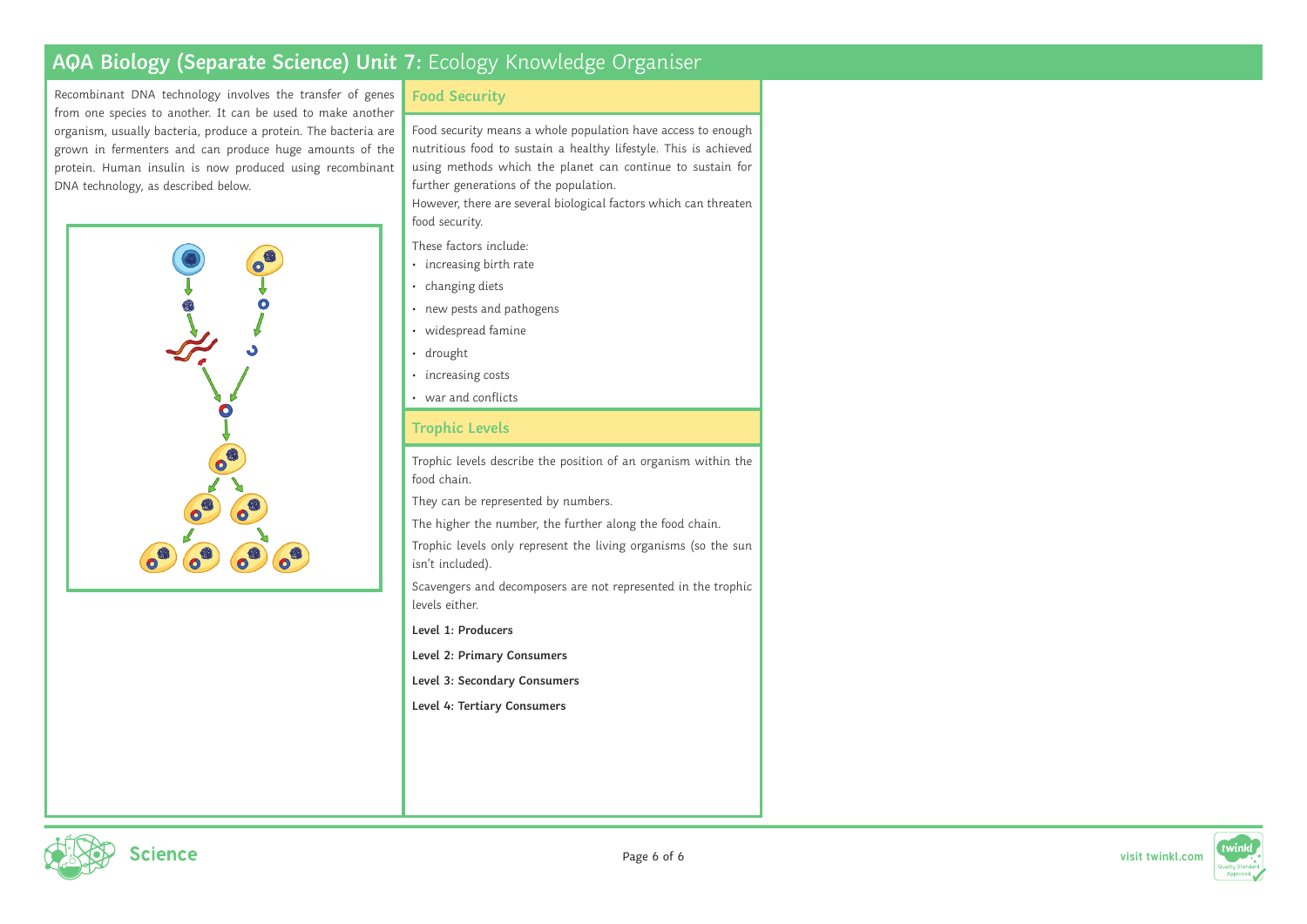# AQA Biology (Separate Science) Unit 7: Ecology Knowledge Organiser

Recombinant DNA technology involves the transfer of genes from one species to another. It can be used to make another organism, usually bacteria, produce a protein. The bacteria are grown in fermenters and can produce huge amounts of the protein. Human insulin is now produced using recombinant DNA technology, as described below.

## Food Security

Food security means a whole population have access to enough nutritious food to sustain a healthy lifestyle. This is achieved using methods which the planet can continue to sustain for further generations of the population.

However, there are several biological factors which can threaten food security.

These factors include:

- increasing birth rate
- changing diets
- new pests and pathogens
- widespread famine
- drought
- increasing costs
- war and conflicts

## Trophic Levels

Trophic levels describe the position of an organism within the food chain.

They can be represented by numbers.

The higher the number, the further along the food chain.

Trophic levels only represent the living organisms (so the sun isn't included).

Scavengers and decomposers are not represented in the trophic levels either.

**Level 1: Producers**

**Level 2: Primary Consumers**

**Level 3: Secondary Consumers**

**Level 4: Tertiary Consumers**